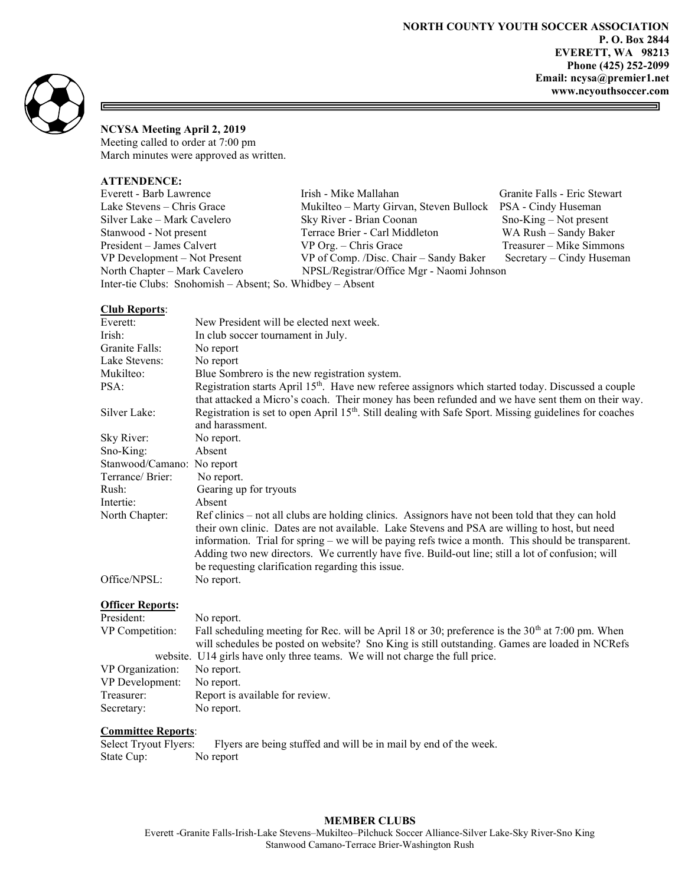**NORTH COUNTY YOUTH SOCCER ASSOCIATION**
**P. O. Box 2844**
**EVERETT, WA 98213**
**Phone (425) 252-2099**
**Email: ncysa@premier1.net**
**www.ncyouthsoccer.com**

**NCYSA Meeting April 2, 2019**

Meeting called to order at 7:00 pm

March minutes were approved as written.

**ATTENDENCE:**

| | | |
|---|---|---|
| Everett - Barb Lawrence | Irish - Mike Mallahan | Granite Falls - Eric Stewart |
| Lake Stevens – Chris Grace | Mukilteo – Marty Girvan, Steven Bullock | PSA - Cindy Huseman |
| Silver Lake – Mark Cavelero | Sky River - Brian Coonan | Sno-King – Not present |
| Stanwood - Not present | Terrace Brier - Carl Middleton | WA Rush – Sandy Baker |
| President – James Calvert | VP Org. – Chris Grace | Treasurer – Mike Simmons |
| VP Development – Not Present | VP of Comp. /Disc. Chair – Sandy Baker | Secretary – Cindy Huseman |
| North Chapter – Mark Cavelero | NPSL/Registrar/Office Mgr - Naomi Johnson | |

Inter-tie Clubs: Snohomish – Absent; So. Whidbey – Absent

**Club Reports**:

| | |
|---|---|
| Everett: | New President will be elected next week. |
| Irish: | In club soccer tournament in July. |
| Granite Falls: | No report |
| Lake Stevens: | No report |
| Mukilteo: | Blue Sombrero is the new registration system. |
| PSA: | Registration starts April 15th. Have new referee assignors which started today. Discussed a couple that attacked a Micro's coach. Their money has been refunded and we have sent them on their way. |
| Silver Lake: | Registration is set to open April 15th. Still dealing with Safe Sport. Missing guidelines for coaches and harassment. |
| Sky River: | No report. |
| Sno-King: | Absent |
| Stanwood/Camano: | No report |
| Terrance/ Brier: | No report. |
| Rush: | Gearing up for tryouts |
| Intertie: | Absent |
| North Chapter: | Ref clinics – not all clubs are holding clinics. Assignors have not been told that they can hold their own clinic. Dates are not available. Lake Stevens and PSA are willing to host, but need information. Trial for spring – we will be paying refs twice a month. This should be transparent. Adding two new directors. We currently have five. Build-out line; still a lot of confusion; will be requesting clarification regarding this issue. |
| Office/NPSL: | No report. |

**Officer Reports:**

| | |
|---|---|
| President: | No report. |
| VP Competition: | Fall scheduling meeting for Rec. will be April 18 or 30; preference is the 30th at 7:00 pm. When will schedules be posted on website? Sno King is still outstanding. Games are loaded in NCRefs website. U14 girls have only three teams. We will not charge the full price. |
| VP Organization: | No report. |
| VP Development: | No report. |
| Treasurer: | Report is available for review. |
| Secretary: | No report. |

**Committee Reports**:

| | |
|---|---|
| Select Tryout Flyers: | Flyers are being stuffed and will be in mail by end of the week. |
| State Cup: | No report |

**MEMBER CLUBS**

Everett -Granite Falls-Irish-Lake Stevens–Mukilteo–Pilchuck Soccer Alliance-Silver Lake-Sky River-Sno King Stanwood Camano-Terrace Brier-Washington Rush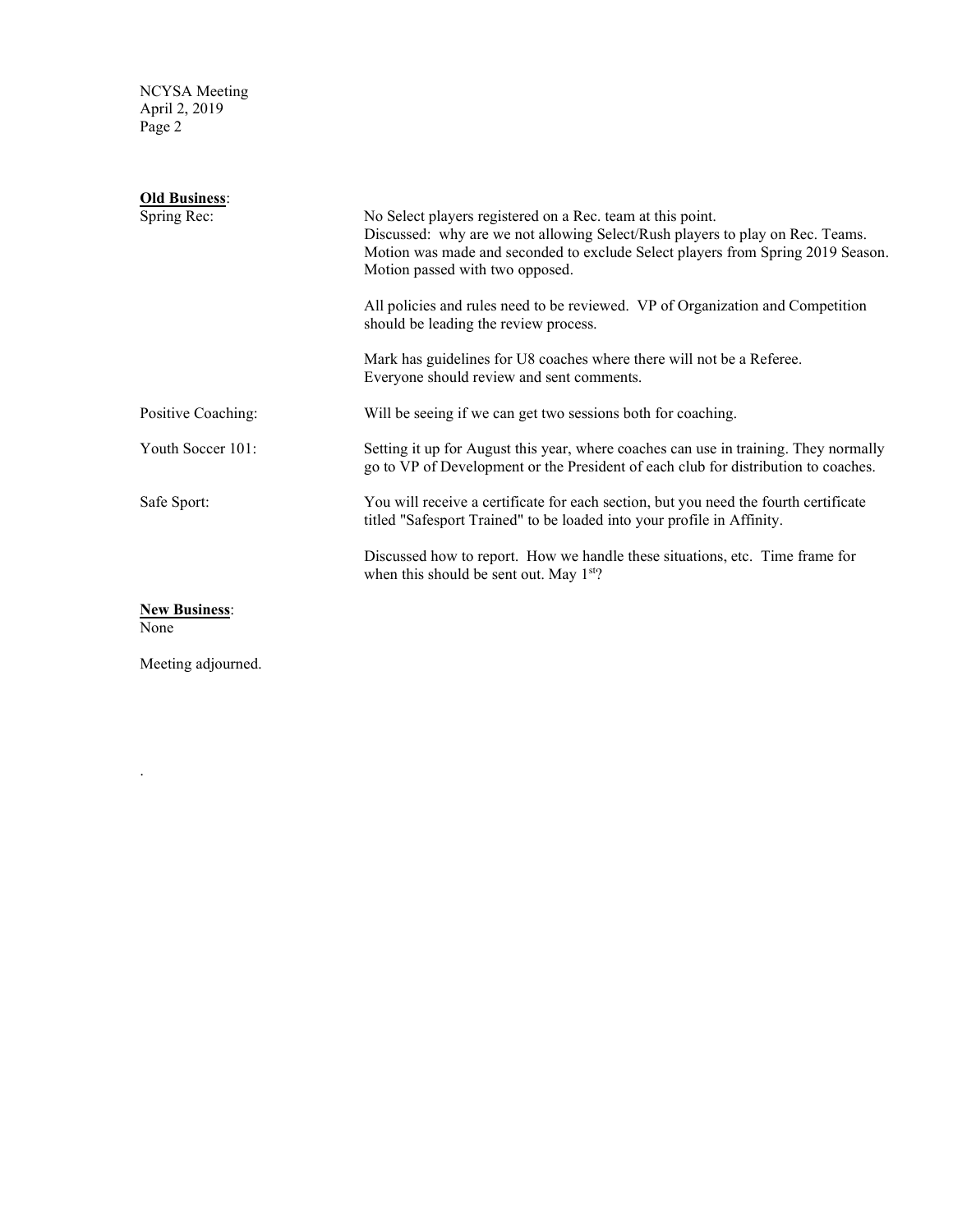**Old Business**:

Spring Rec:

No Select players registered on a Rec. team at this point.
Discussed: why are we not allowing Select/Rush players to play on Rec. Teams.
Motion was made and seconded to exclude Select players from Spring 2019 Season.
Motion passed with two opposed.

All policies and rules need to be reviewed. VP of Organization and Competition should be leading the review process.

Mark has guidelines for U8 coaches where there will not be a Referee.
Everyone should review and sent comments.

Positive Coaching:

Will be seeing if we can get two sessions both for coaching.

Youth Soccer 101:

Setting it up for August this year, where coaches can use in training. They normally go to VP of Development or the President of each club for distribution to coaches.

Safe Sport:

You will receive a certificate for each section, but you need the fourth certificate titled "Safesport Trained" to be loaded into your profile in Affinity.

Discussed how to report. How we handle these situations, etc. Time frame for when this should be sent out. May 1st?

**New Business**:
None

Meeting adjourned.

.